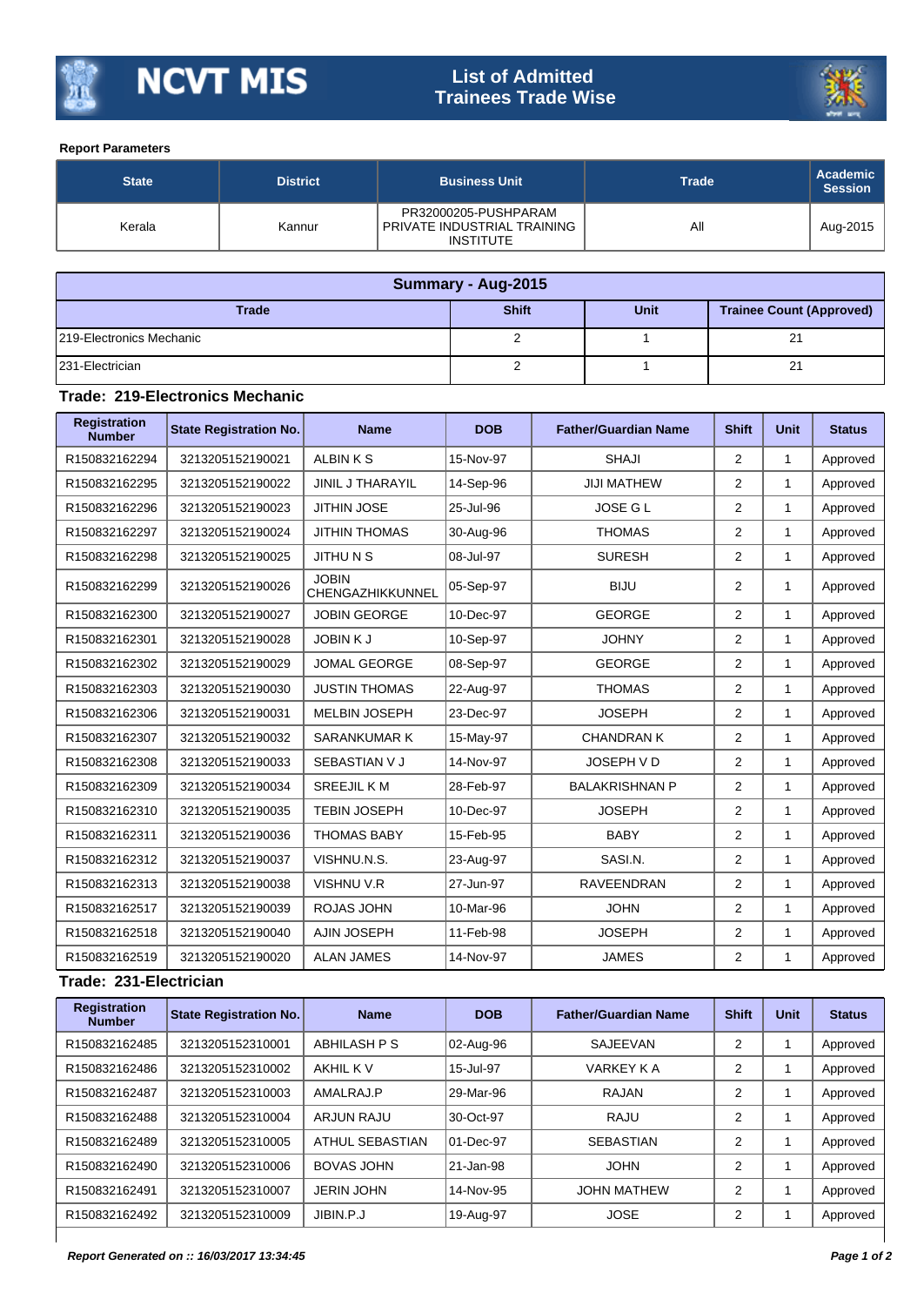# NCVT MIS

## List of Admitted Trainees Trade Wise

**Report Parameters**

| State | District | Business Unit | Trade | Academic Session |
|---|---|---|---|---|
| Kerala | Kannur | PR32000205-PUSHPARAM PRIVATE INDUSTRIAL TRAINING INSTITUTE | All | Aug-2015 |

| Summary - Aug-2015 | | | |
|---|---|---|---|
| **Trade** | **Shift** | **Unit** | **Trainee Count (Approved)** |
| 219-Electronics Mechanic | 2 | 1 | 21 |
| 231-Electrician | 2 | 1 | 21 |

### Trade: 219-Electronics Mechanic

| Registration Number | State Registration No. | Name | DOB | Father/Guardian Name | Shift | Unit | Status |
|---|---|---|---|---|---|---|---|
| R150832162294 | 3213205152190021 | ALBIN K S | 15-Nov-97 | SHAJI | 2 | 1 | Approved |
| R150832162295 | 3213205152190022 | JINIL J THARAYIL | 14-Sep-96 | JIJI MATHEW | 2 | 1 | Approved |
| R150832162296 | 3213205152190023 | JITHIN JOSE | 25-Jul-96 | JOSE G L | 2 | 1 | Approved |
| R150832162297 | 3213205152190024 | JITHIN THOMAS | 30-Aug-96 | THOMAS | 2 | 1 | Approved |
| R150832162298 | 3213205152190025 | JITHU N S | 08-Jul-97 | SURESH | 2 | 1 | Approved |
| R150832162299 | 3213205152190026 | JOBIN CHENGAZHIKKUNNEL | 05-Sep-97 | BIJU | 2 | 1 | Approved |
| R150832162300 | 3213205152190027 | JOBIN GEORGE | 10-Dec-97 | GEORGE | 2 | 1 | Approved |
| R150832162301 | 3213205152190028 | JOBIN K J | 10-Sep-97 | JOHNY | 2 | 1 | Approved |
| R150832162302 | 3213205152190029 | JOMAL GEORGE | 08-Sep-97 | GEORGE | 2 | 1 | Approved |
| R150832162303 | 3213205152190030 | JUSTIN THOMAS | 22-Aug-97 | THOMAS | 2 | 1 | Approved |
| R150832162306 | 3213205152190031 | MELBIN JOSEPH | 23-Dec-97 | JOSEPH | 2 | 1 | Approved |
| R150832162307 | 3213205152190032 | SARANKUMAR K | 15-May-97 | CHANDRAN K | 2 | 1 | Approved |
| R150832162308 | 3213205152190033 | SEBASTIAN V J | 14-Nov-97 | JOSEPH V D | 2 | 1 | Approved |
| R150832162309 | 3213205152190034 | SREEJIL K M | 28-Feb-97 | BALAKRISHNAN P | 2 | 1 | Approved |
| R150832162310 | 3213205152190035 | TEBIN JOSEPH | 10-Dec-97 | JOSEPH | 2 | 1 | Approved |
| R150832162311 | 3213205152190036 | THOMAS BABY | 15-Feb-95 | BABY | 2 | 1 | Approved |
| R150832162312 | 3213205152190037 | VISHNU.N.S. | 23-Aug-97 | SASI.N. | 2 | 1 | Approved |
| R150832162313 | 3213205152190038 | VISHNU V.R | 27-Jun-97 | RAVEENDRAN | 2 | 1 | Approved |
| R150832162517 | 3213205152190039 | ROJAS JOHN | 10-Mar-96 | JOHN | 2 | 1 | Approved |
| R150832162518 | 3213205152190040 | AJIN JOSEPH | 11-Feb-98 | JOSEPH | 2 | 1 | Approved |
| R150832162519 | 3213205152190020 | ALAN JAMES | 14-Nov-97 | JAMES | 2 | 1 | Approved |

### Trade: 231-Electrician

| Registration Number | State Registration No. | Name | DOB | Father/Guardian Name | Shift | Unit | Status |
|---|---|---|---|---|---|---|---|
| R150832162485 | 3213205152310001 | ABHILASH P S | 02-Aug-96 | SAJEEVAN | 2 | 1 | Approved |
| R150832162486 | 3213205152310002 | AKHIL K V | 15-Jul-97 | VARKEY K A | 2 | 1 | Approved |
| R150832162487 | 3213205152310003 | AMALRAJ.P | 29-Mar-96 | RAJAN | 2 | 1 | Approved |
| R150832162488 | 3213205152310004 | ARJUN RAJU | 30-Oct-97 | RAJU | 2 | 1 | Approved |
| R150832162489 | 3213205152310005 | ATHUL SEBASTIAN | 01-Dec-97 | SEBASTIAN | 2 | 1 | Approved |
| R150832162490 | 3213205152310006 | BOVAS JOHN | 21-Jan-98 | JOHN | 2 | 1 | Approved |
| R150832162491 | 3213205152310007 | JERIN JOHN | 14-Nov-95 | JOHN MATHEW | 2 | 1 | Approved |
| R150832162492 | 3213205152310009 | JIBIN.P.J | 19-Aug-97 | JOSE | 2 | 1 | Approved |

*Report Generated on :: 16/03/2017 13:34:45*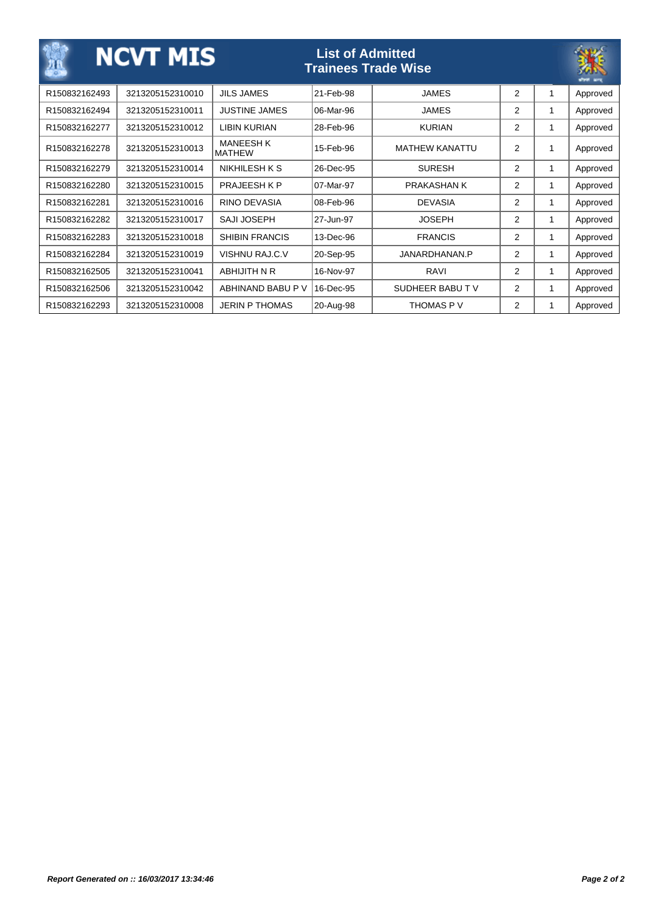# NCVT MIS

## List of Admitted Trainees Trade Wise

| | | | | | | | |
|---|---|---|---|---|---|---|---|
| R150832162493 | 3213205152310010 | JILS JAMES | 21-Feb-98 | JAMES | 2 | 1 | Approved |
| R150832162494 | 3213205152310011 | JUSTINE JAMES | 06-Mar-96 | JAMES | 2 | 1 | Approved |
| R150832162277 | 3213205152310012 | LIBIN KURIAN | 28-Feb-96 | KURIAN | 2 | 1 | Approved |
| R150832162278 | 3213205152310013 | MANEESH K MATHEW | 15-Feb-96 | MATHEW KANATTU | 2 | 1 | Approved |
| R150832162279 | 3213205152310014 | NIKHILESH K S | 26-Dec-95 | SURESH | 2 | 1 | Approved |
| R150832162280 | 3213205152310015 | PRAJEESH K P | 07-Mar-97 | PRAKASHAN K | 2 | 1 | Approved |
| R150832162281 | 3213205152310016 | RINO DEVASIA | 08-Feb-96 | DEVASIA | 2 | 1 | Approved |
| R150832162282 | 3213205152310017 | SAJI JOSEPH | 27-Jun-97 | JOSEPH | 2 | 1 | Approved |
| R150832162283 | 3213205152310018 | SHIBIN FRANCIS | 13-Dec-96 | FRANCIS | 2 | 1 | Approved |
| R150832162284 | 3213205152310019 | VISHNU RAJ.C.V | 20-Sep-95 | JANARDHANAN.P | 2 | 1 | Approved |
| R150832162505 | 3213205152310041 | ABHIJITH N R | 16-Nov-97 | RAVI | 2 | 1 | Approved |
| R150832162506 | 3213205152310042 | ABHINAND BABU P V | 16-Dec-95 | SUDHEER BABU T V | 2 | 1 | Approved |
| R150832162293 | 3213205152310008 | JERIN P THOMAS | 20-Aug-98 | THOMAS P V | 2 | 1 | Approved |

*Report Generated on :: 16/03/2017 13:34:46*